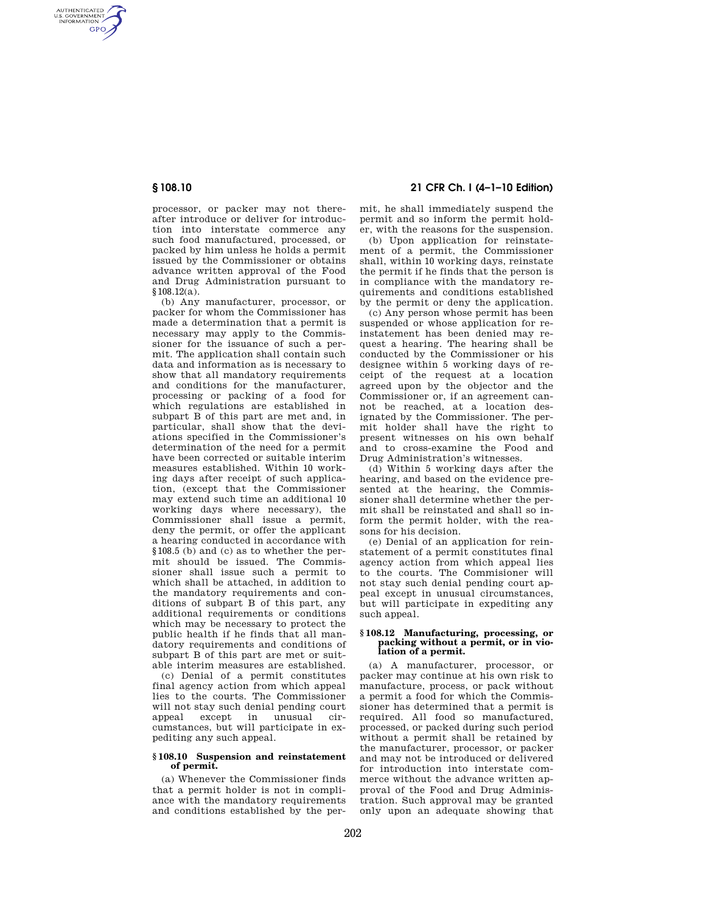processor, or packer may not thereafter introduce or deliver for introduction into interstate commerce any such food manufactured, processed, or packed by him unless he holds a permit issued by the Commissioner or obtains advance written approval of the Food and Drug Administration pursuant to §108.12(a).

(b) Any manufacturer, processor, or packer for whom the Commissioner has made a determination that a permit is necessary may apply to the Commissioner for the issuance of such a permit. The application shall contain such data and information as is necessary to show that all mandatory requirements and conditions for the manufacturer, processing or packing of a food for which regulations are established in subpart B of this part are met and, in particular, shall show that the deviations specified in the Commissioner's determination of the need for a permit have been corrected or suitable interim measures established. Within 10 working days after receipt of such application, (except that the Commissioner may extend such time an additional 10 working days where necessary), the Commissioner shall issue a permit, deny the permit, or offer the applicant a hearing conducted in accordance with §108.5 (b) and (c) as to whether the permit should be issued. The Commissioner shall issue such a permit to which shall be attached, in addition to the mandatory requirements and conditions of subpart B of this part, any additional requirements or conditions which may be necessary to protect the public health if he finds that all mandatory requirements and conditions of subpart B of this part are met or suitable interim measures are established.

(c) Denial of a permit constitutes final agency action from which appeal lies to the courts. The Commissioner will not stay such denial pending court appeal except in unusual circumstances, but will participate in expediting any such appeal.

### § 108.10 Suspension and reinstatement of permit.

(a) Whenever the Commissioner finds that a permit holder is not in compliance with the mandatory requirements and conditions established by the permit, he shall immediately suspend the permit and so inform the permit holder, with the reasons for the suspension.

(b) Upon application for reinstatement of a permit, the Commissioner shall, within 10 working days, reinstate the permit if he finds that the person is in compliance with the mandatory requirements and conditions established by the permit or deny the application.

(c) Any person whose permit has been suspended or whose application for reinstatement has been denied may request a hearing. The hearing shall be conducted by the Commissioner or his designee within 5 working days of receipt of the request at a location agreed upon by the objector and the Commissioner or, if an agreement cannot be reached, at a location designated by the Commissioner. The permit holder shall have the right to present witnesses on his own behalf and to cross-examine the Food and Drug Administration's witnesses.

(d) Within 5 working days after the hearing, and based on the evidence presented at the hearing, the Commissioner shall determine whether the permit shall be reinstated and shall so inform the permit holder, with the reasons for his decision.

(e) Denial of an application for reinstatement of a permit constitutes final agency action from which appeal lies to the courts. The Commisioner will not stay such denial pending court appeal except in unusual circumstances, but will participate in expediting any such appeal.

### § 108.12 Manufacturing, processing, or packing without a permit, or in violation of a permit.

(a) A manufacturer, processor, or packer may continue at his own risk to manufacture, process, or pack without a permit a food for which the Commissioner has determined that a permit is required. All food so manufactured, processed, or packed during such period without a permit shall be retained by the manufacturer, processor, or packer and may not be introduced or delivered for introduction into interstate commerce without the advance written approval of the Food and Drug Administration. Such approval may be granted only upon an adequate showing that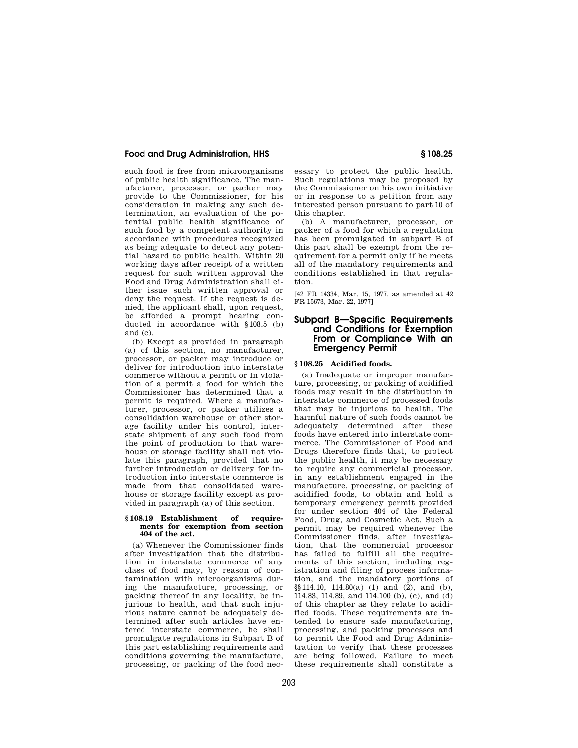such food is free from microorganisms of public health significance. The manufacturer, processor, or packer may provide to the Commissioner, for his consideration in making any such determination, an evaluation of the potential public health significance of such food by a competent authority in accordance with procedures recognized as being adequate to detect any potential hazard to public health. Within 20 working days after receipt of a written request for such written approval the Food and Drug Administration shall either issue such written approval or deny the request. If the request is denied, the applicant shall, upon request, be afforded a prompt hearing conducted in accordance with §108.5 (b) and (c).

(b) Except as provided in paragraph (a) of this section, no manufacturer, processor, or packer may introduce or deliver for introduction into interstate commerce without a permit or in violation of a permit a food for which the Commissioner has determined that a permit is required. Where a manufacturer, processor, or packer utilizes a consolidation warehouse or other storage facility under his control, interstate shipment of any such food from the point of production to that warehouse or storage facility shall not violate this paragraph, provided that no further introduction or delivery for introduction into interstate commerce is made from that consolidated warehouse or storage facility except as provided in paragraph (a) of this section.

### §108.19 Establishment of requirements for exemption from section 404 of the act.

(a) Whenever the Commissioner finds after investigation that the distribution in interstate commerce of any class of food may, by reason of contamination with microorganisms during the manufacture, processing, or packing thereof in any locality, be injurious to health, and that such injurious nature cannot be adequately determined after such articles have entered interstate commerce, he shall promulgate regulations in Subpart B of this part establishing requirements and conditions governing the manufacture, processing, or packing of the food necessary to protect the public health. Such regulations may be proposed by the Commissioner on his own initiative or in response to a petition from any interested person pursuant to part 10 of this chapter.

(b) A manufacturer, processor, or packer of a food for which a regulation has been promulgated in subpart B of this part shall be exempt from the requirement for a permit only if he meets all of the mandatory requirements and conditions established in that regulation.

[42 FR 14334, Mar. 15, 1977, as amended at 42 FR 15673, Mar. 22, 1977]

## Subpart B—Specific Requirements and Conditions for Exemption From or Compliance With an Emergency Permit

### §108.25 Acidified foods.

(a) Inadequate or improper manufacture, processing, or packing of acidified foods may result in the distribution in interstate commerce of processed foods that may be injurious to health. The harmful nature of such foods cannot be adequately determined after these foods have entered into interstate commerce. The Commissioner of Food and Drugs therefore finds that, to protect the public health, it may be necessary to require any commericial processor, in any establishment engaged in the manufacture, processing, or packing of acidified foods, to obtain and hold a temporary emergency permit provided for under section 404 of the Federal Food, Drug, and Cosmetic Act. Such a permit may be required whenever the Commissioner finds, after investigation, that the commercial processor has failed to fulfill all the requirements of this section, including registration and filing of process information, and the mandatory portions of §§114.10, 114.80(a) (1) and (2), and (b), 114.83, 114.89, and 114.100 (b), (c), and (d) of this chapter as they relate to acidified foods. These requirements are intended to ensure safe manufacturing, processing, and packing processes and to permit the Food and Drug Administration to verify that these processes are being followed. Failure to meet these requirements shall constitute a